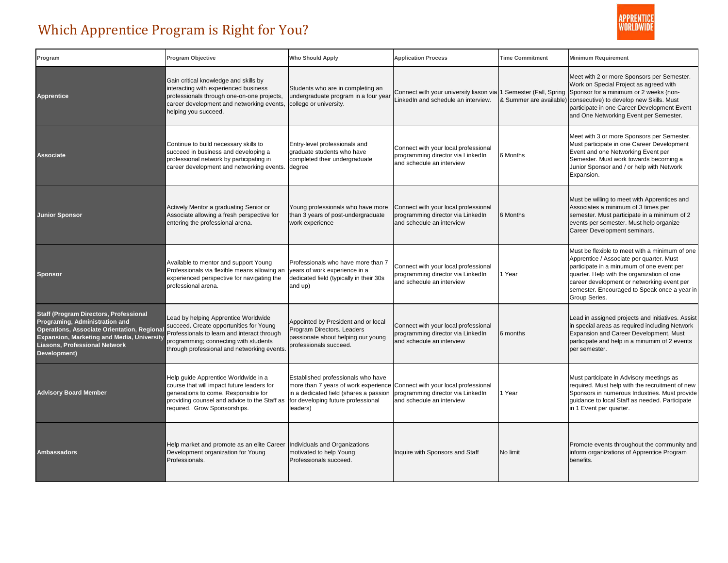# Which Apprentice Program is Right for You?

APPRENTICE WORLDWIDE

| Program | Program Objective | Who Should Apply | Application Process | Time Commitment | Minimum Requirement |
|---|---|---|---|---|---|
| **Apprentice** | Gain critical knowledge and skills by interacting with experienced business professionals through one-on-one projects, career development and networking events, helping you succeed. | Students who are in completing an undergraduate program in a four year college or university. | Connect with your university liason via LinkedIn and schedule an interview. | 1 Semester (Fall, Spring & Summer are available) | Meet with 2 or more Sponsors per Semester. Work on Special Project as agreed with Sponsor for a minimum or 2 weeks (non-consecutive) to develop new Skills. Must participate in one Career Development Event and One Networking Event per Semester. |
| **Associate** | Continue to build necessary skills to succeed in business and developing a professional network by participating in career development and networking events. | Entry-level professionals and graduate students who have completed their undergraduate degree | Connect with your local professional programming director via LinkedIn and schedule an interview | 6 Months | Meet with 3 or more Sponsors per Semester. Must participate in one Career Development Event and one Networking Event per Semester. Must work towards becoming a Junior Sponsor and / or help with Network Expansion. |
| **Junior Sponsor** | Actively Mentor a graduating Senior or Associate allowing a fresh perspective for entering the professional arena. | Young professionals who have more than 3 years of post-undergraduate work experience | Connect with your local professional programming director via LinkedIn and schedule an interview | 6 Months | Must be willing to meet with Apprentices and Associates a minimum of 3 times per semester. Must participate in a minimum of 2 events per semester. Must help organize Career Development seminars. |
| **Sponsor** | Available to mentor and support Young Professionals via flexible means allowing an experienced perspective for navigating the professional arena. | Professionals who have more than 7 years of work experience in a dedicated field (typically in their 30s and up) | Connect with your local professional programming director via LinkedIn and schedule an interview | 1 Year | Must be flexible to meet with a minimum of one Apprentice / Associate per quarter. Must participate in a minumum of one event per quarter. Help with the organization of one career development or networking event per semester. Encouraged to Speak once a year in Group Series. |
| **Staff (Program Directors, Professional Programing, Administration and Operations, Associate Orientation, Regional Expansion, Marketing and Media, University Liasons, Professional Network Development)** | Lead by helping Apprentice Worldwide succeed. Create opportunities for Young Professionals to learn and interact through programming; connecting with students through professional and networking events. | Appointed by President and or local Program Directors. Leaders passionate about helping our young professionals succeed. | Connect with your local professional programming director via LinkedIn and schedule an interview | 6 months | Lead in assigned projects and initiatives. Assist in special areas as required including Network Expansion and Career Development. Must participate and help in a minumim of 2 events per semester. |
| **Advisory Board Member** | Help guide Apprentice Worldwide in a course that will impact future leaders for generations to come. Responsible for providing counsel and advice to the Staff as required. Grow Sponsorships. | Established professionals who have more than 7 years of work experience in a dedicated field (shares a passion for developing future professional leaders) | Connect with your local professional programming director via LinkedIn and schedule an interview | 1 Year | Must participate in Advisory meetings as required. Must help with the recruitment of new Sponsors in numerous Industries. Must provide guidance to local Staff as needed. Participate in 1 Event per quarter. |
| **Ambassadors** | Help market and promote as an elite Career Development organization for Young Professionals. | Individuals and Organizations motivated to help Young Professionals succeed. | Inquire with Sponsors and Staff | No limit | Promote events throughout the community and inform organizations of Apprentice Program benefits. |